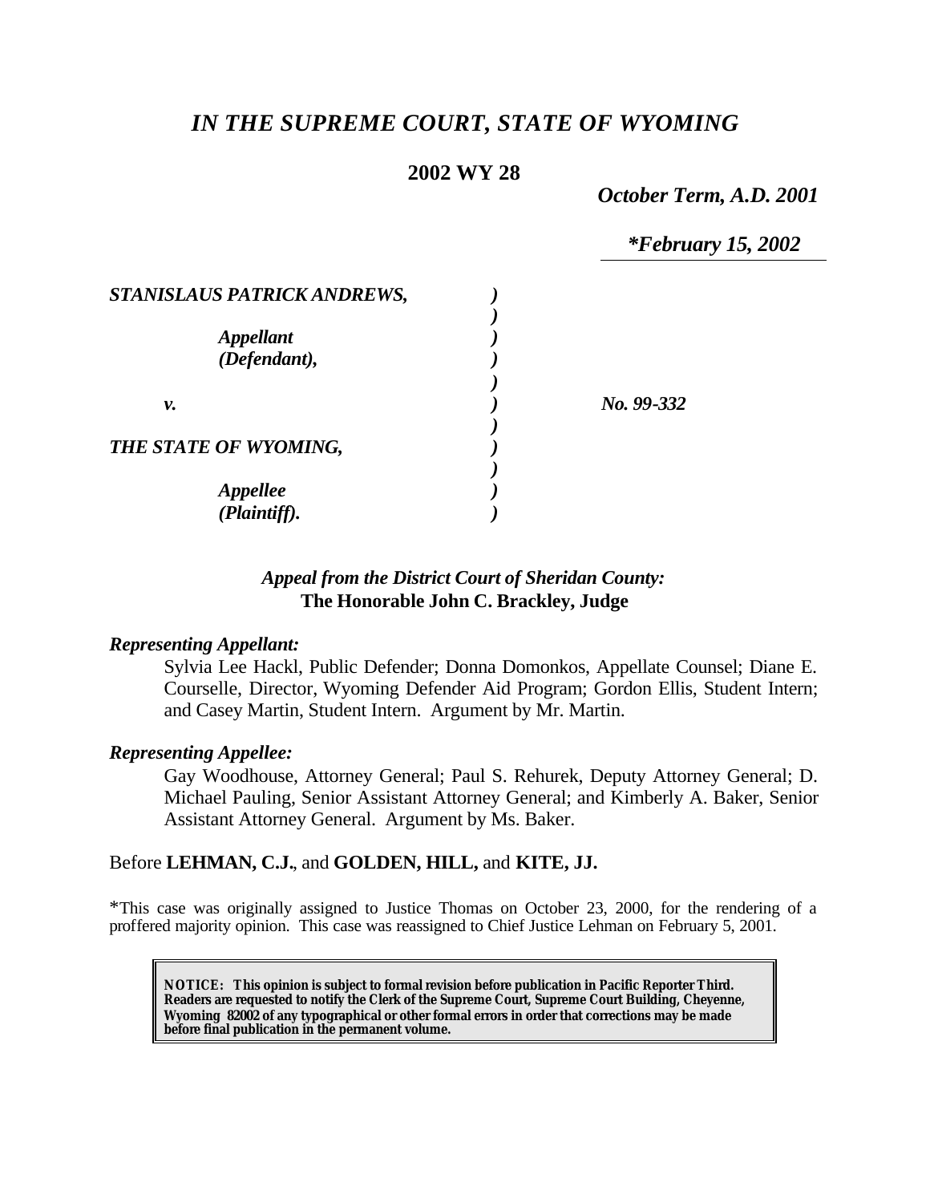# *IN THE SUPREME COURT, STATE OF WYOMING*

**2002 WY 28**

*October Term, A.D. 2001*

*\*February 15, 2002*

*STANISLAUS PATRICK ANDREWS,*

*Appellant (Defendant),*

*v.*

*THE STATE OF WYOMING,*

*Appellee (Plaintiff).*

*No. 99-332*

*Appeal from the District Court of Sheridan County:*
**The Honorable John C. Brackley, Judge**

***Representing Appellant:***

Sylvia Lee Hackl, Public Defender; Donna Domonkos, Appellate Counsel; Diane E. Courselle, Director, Wyoming Defender Aid Program; Gordon Ellis, Student Intern; and Casey Martin, Student Intern. Argument by Mr. Martin.

***Representing Appellee:***

Gay Woodhouse, Attorney General; Paul S. Rehurek, Deputy Attorney General; D. Michael Pauling, Senior Assistant Attorney General; and Kimberly A. Baker, Senior Assistant Attorney General. Argument by Ms. Baker.

Before **LEHMAN, C.J.**, and **GOLDEN, HILL,** and **KITE, JJ.**

\*This case was originally assigned to Justice Thomas on October 23, 2000, for the rendering of a proffered majority opinion. This case was reassigned to Chief Justice Lehman on February 5, 2001.

**NOTICE: This opinion is subject to formal revision before publication in Pacific Reporter Third. Readers are requested to notify the Clerk of the Supreme Court, Supreme Court Building, Cheyenne, Wyoming 82002 of any typographical or other formal errors in order that corrections may be made before final publication in the permanent volume.**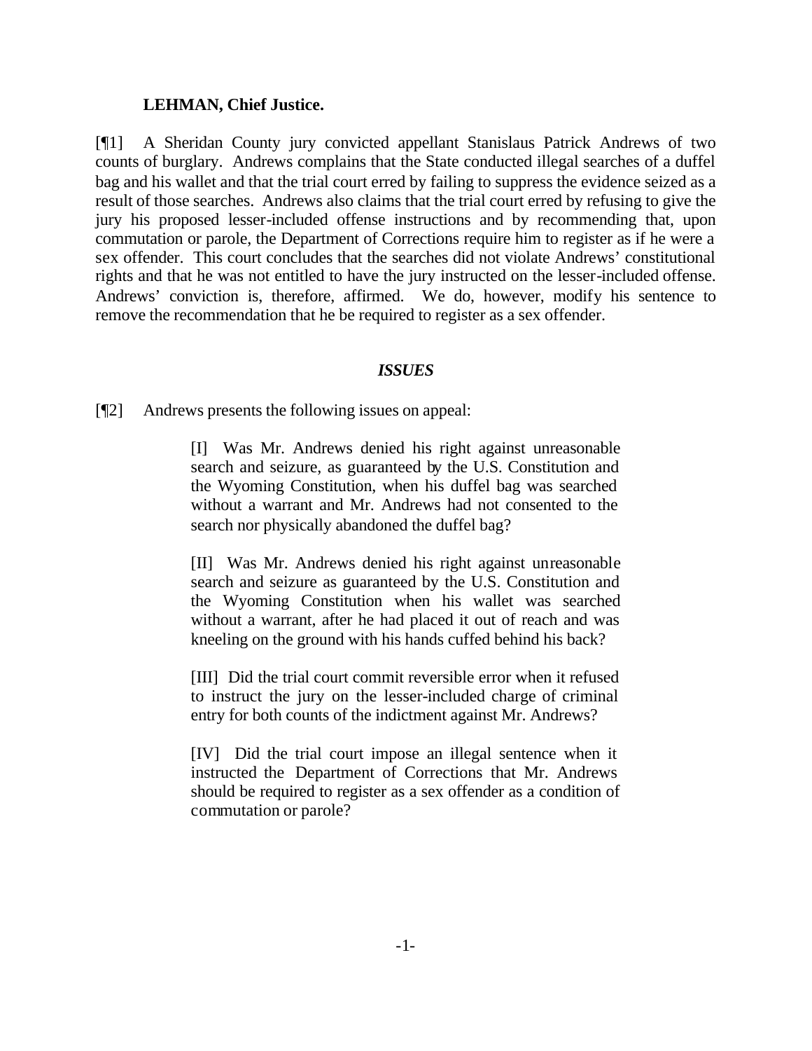**LEHMAN, Chief Justice.**

[¶1] A Sheridan County jury convicted appellant Stanislaus Patrick Andrews of two counts of burglary. Andrews complains that the State conducted illegal searches of a duffel bag and his wallet and that the trial court erred by failing to suppress the evidence seized as a result of those searches. Andrews also claims that the trial court erred by refusing to give the jury his proposed lesser-included offense instructions and by recommending that, upon commutation or parole, the Department of Corrections require him to register as if he were a sex offender. This court concludes that the searches did not violate Andrews' constitutional rights and that he was not entitled to have the jury instructed on the lesser-included offense. Andrews' conviction is, therefore, affirmed. We do, however, modify his sentence to remove the recommendation that he be required to register as a sex offender.

### *ISSUES*

[¶2] Andrews presents the following issues on appeal:

> [I] Was Mr. Andrews denied his right against unreasonable search and seizure, as guaranteed by the U.S. Constitution and the Wyoming Constitution, when his duffel bag was searched without a warrant and Mr. Andrews had not consented to the search nor physically abandoned the duffel bag?
>
> [II] Was Mr. Andrews denied his right against unreasonable search and seizure as guaranteed by the U.S. Constitution and the Wyoming Constitution when his wallet was searched without a warrant, after he had placed it out of reach and was kneeling on the ground with his hands cuffed behind his back?
>
> [III] Did the trial court commit reversible error when it refused to instruct the jury on the lesser-included charge of criminal entry for both counts of the indictment against Mr. Andrews?
>
> [IV] Did the trial court impose an illegal sentence when it instructed the Department of Corrections that Mr. Andrews should be required to register as a sex offender as a condition of commutation or parole?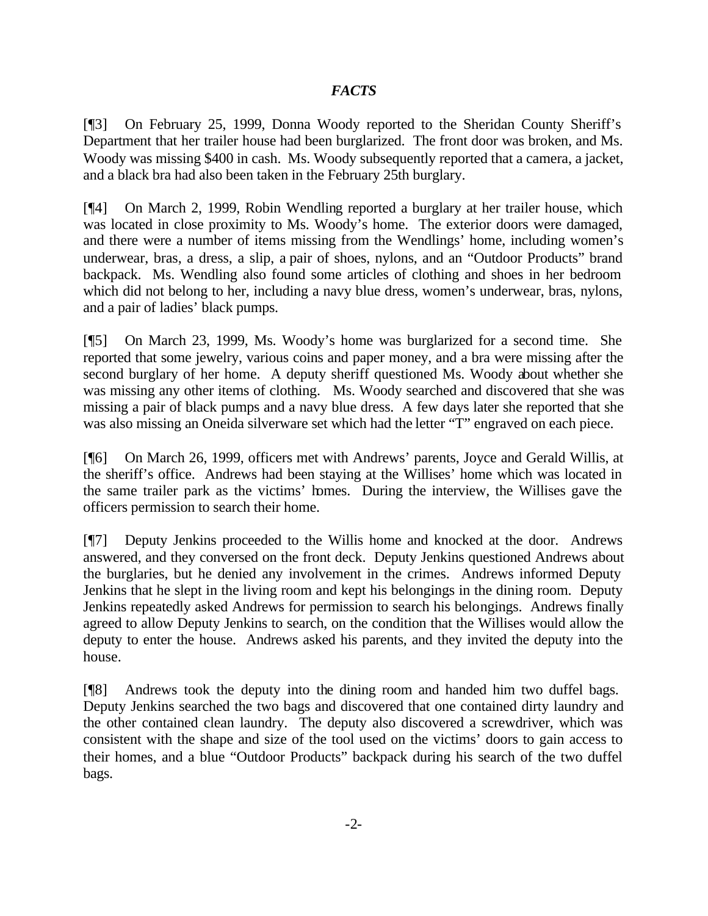### *FACTS*

[¶3] On February 25, 1999, Donna Woody reported to the Sheridan County Sheriff's Department that her trailer house had been burglarized. The front door was broken, and Ms. Woody was missing $400 in cash. Ms. Woody subsequently reported that a camera, a jacket, and a black bra had also been taken in the February 25th burglary.

[¶4] On March 2, 1999, Robin Wendling reported a burglary at her trailer house, which was located in close proximity to Ms. Woody's home. The exterior doors were damaged, and there were a number of items missing from the Wendlings' home, including women's underwear, bras, a dress, a slip, a pair of shoes, nylons, and an "Outdoor Products" brand backpack. Ms. Wendling also found some articles of clothing and shoes in her bedroom which did not belong to her, including a navy blue dress, women's underwear, bras, nylons, and a pair of ladies' black pumps.

[¶5] On March 23, 1999, Ms. Woody's home was burglarized for a second time. She reported that some jewelry, various coins and paper money, and a bra were missing after the second burglary of her home. A deputy sheriff questioned Ms. Woody about whether she was missing any other items of clothing. Ms. Woody searched and discovered that she was missing a pair of black pumps and a navy blue dress. A few days later she reported that she was also missing an Oneida silverware set which had the letter "T" engraved on each piece.

[¶6] On March 26, 1999, officers met with Andrews' parents, Joyce and Gerald Willis, at the sheriff's office. Andrews had been staying at the Willises' home which was located in the same trailer park as the victims' homes. During the interview, the Willises gave the officers permission to search their home.

[¶7] Deputy Jenkins proceeded to the Willis home and knocked at the door. Andrews answered, and they conversed on the front deck. Deputy Jenkins questioned Andrews about the burglaries, but he denied any involvement in the crimes. Andrews informed Deputy Jenkins that he slept in the living room and kept his belongings in the dining room. Deputy Jenkins repeatedly asked Andrews for permission to search his belongings. Andrews finally agreed to allow Deputy Jenkins to search, on the condition that the Willises would allow the deputy to enter the house. Andrews asked his parents, and they invited the deputy into the house.

[¶8] Andrews took the deputy into the dining room and handed him two duffel bags. Deputy Jenkins searched the two bags and discovered that one contained dirty laundry and the other contained clean laundry. The deputy also discovered a screwdriver, which was consistent with the shape and size of the tool used on the victims' doors to gain access to their homes, and a blue "Outdoor Products" backpack during his search of the two duffel bags.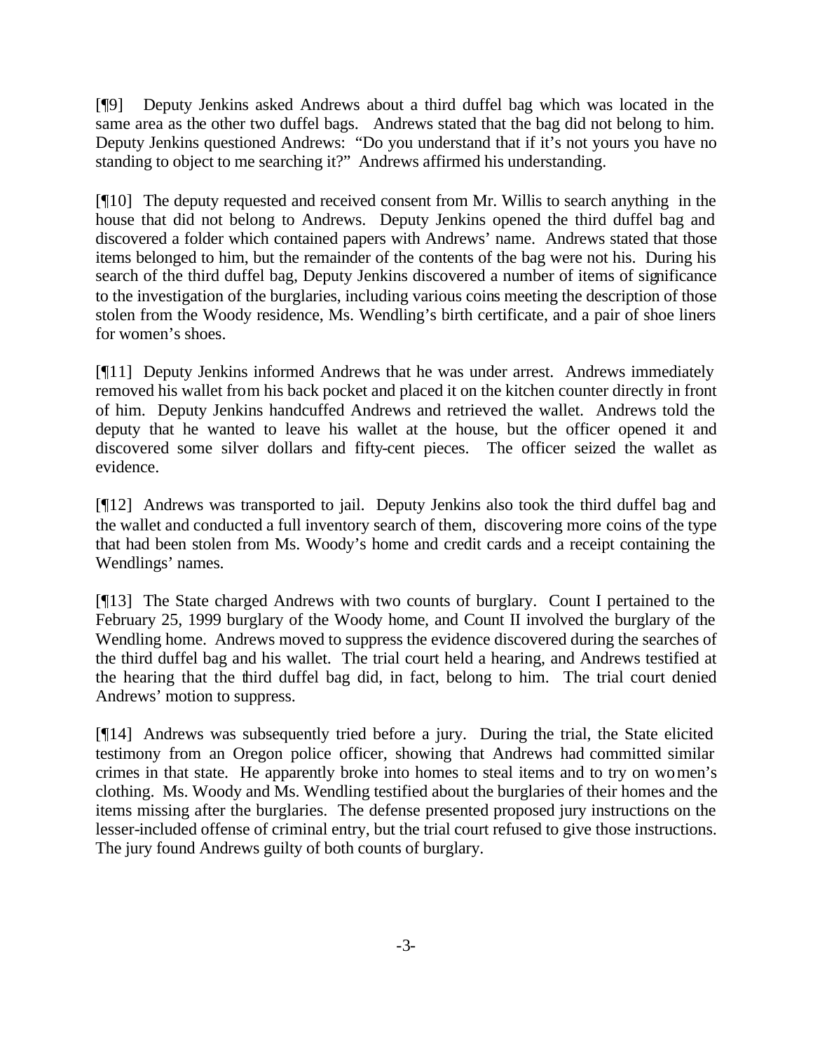[¶9] Deputy Jenkins asked Andrews about a third duffel bag which was located in the same area as the other two duffel bags. Andrews stated that the bag did not belong to him. Deputy Jenkins questioned Andrews: "Do you understand that if it's not yours you have no standing to object to me searching it?" Andrews affirmed his understanding.

[¶10] The deputy requested and received consent from Mr. Willis to search anything in the house that did not belong to Andrews. Deputy Jenkins opened the third duffel bag and discovered a folder which contained papers with Andrews' name. Andrews stated that those items belonged to him, but the remainder of the contents of the bag were not his. During his search of the third duffel bag, Deputy Jenkins discovered a number of items of significance to the investigation of the burglaries, including various coins meeting the description of those stolen from the Woody residence, Ms. Wendling's birth certificate, and a pair of shoe liners for women's shoes.

[¶11] Deputy Jenkins informed Andrews that he was under arrest. Andrews immediately removed his wallet from his back pocket and placed it on the kitchen counter directly in front of him. Deputy Jenkins handcuffed Andrews and retrieved the wallet. Andrews told the deputy that he wanted to leave his wallet at the house, but the officer opened it and discovered some silver dollars and fifty-cent pieces. The officer seized the wallet as evidence.

[¶12] Andrews was transported to jail. Deputy Jenkins also took the third duffel bag and the wallet and conducted a full inventory search of them, discovering more coins of the type that had been stolen from Ms. Woody's home and credit cards and a receipt containing the Wendlings' names.

[¶13] The State charged Andrews with two counts of burglary. Count I pertained to the February 25, 1999 burglary of the Woody home, and Count II involved the burglary of the Wendling home. Andrews moved to suppress the evidence discovered during the searches of the third duffel bag and his wallet. The trial court held a hearing, and Andrews testified at the hearing that the third duffel bag did, in fact, belong to him. The trial court denied Andrews' motion to suppress.

[¶14] Andrews was subsequently tried before a jury. During the trial, the State elicited testimony from an Oregon police officer, showing that Andrews had committed similar crimes in that state. He apparently broke into homes to steal items and to try on women's clothing. Ms. Woody and Ms. Wendling testified about the burglaries of their homes and the items missing after the burglaries. The defense presented proposed jury instructions on the lesser-included offense of criminal entry, but the trial court refused to give those instructions. The jury found Andrews guilty of both counts of burglary.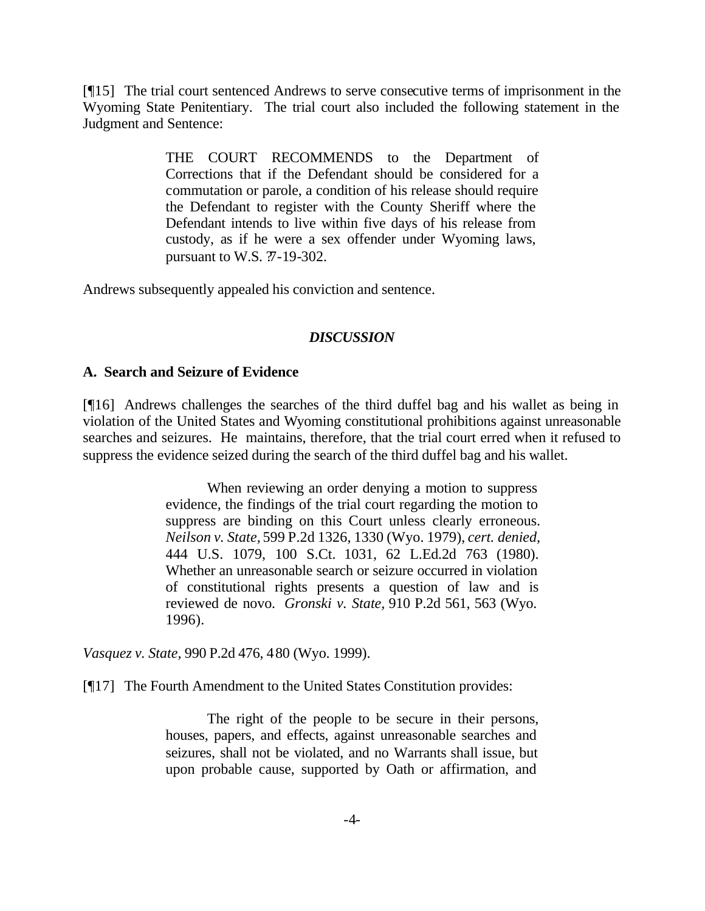[¶15] The trial court sentenced Andrews to serve consecutive terms of imprisonment in the Wyoming State Penitentiary. The trial court also included the following statement in the Judgment and Sentence:

> THE COURT RECOMMENDS to the Department of Corrections that if the Defendant should be considered for a commutation or parole, a condition of his release should require the Defendant to register with the County Sheriff where the Defendant intends to live within five days of his release from custody, as if he were a sex offender under Wyoming laws, pursuant to W.S. ?7-19-302.

Andrews subsequently appealed his conviction and sentence.

## *DISCUSSION*

### A. Search and Seizure of Evidence

[¶16] Andrews challenges the searches of the third duffel bag and his wallet as being in violation of the United States and Wyoming constitutional prohibitions against unreasonable searches and seizures. He maintains, therefore, that the trial court erred when it refused to suppress the evidence seized during the search of the third duffel bag and his wallet.

> When reviewing an order denying a motion to suppress evidence, the findings of the trial court regarding the motion to suppress are binding on this Court unless clearly erroneous. *Neilson v. State,* 599 P.2d 1326, 1330 (Wyo. 1979), *cert. denied*, 444 U.S. 1079, 100 S.Ct. 1031, 62 L.Ed.2d 763 (1980). Whether an unreasonable search or seizure occurred in violation of constitutional rights presents a question of law and is reviewed de novo. *Gronski v. State,* 910 P.2d 561, 563 (Wyo. 1996).

*Vasquez v. State,* 990 P.2d 476, 480 (Wyo. 1999).

[¶17] The Fourth Amendment to the United States Constitution provides:

> The right of the people to be secure in their persons, houses, papers, and effects, against unreasonable searches and seizures, shall not be violated, and no Warrants shall issue, but upon probable cause, supported by Oath or affirmation, and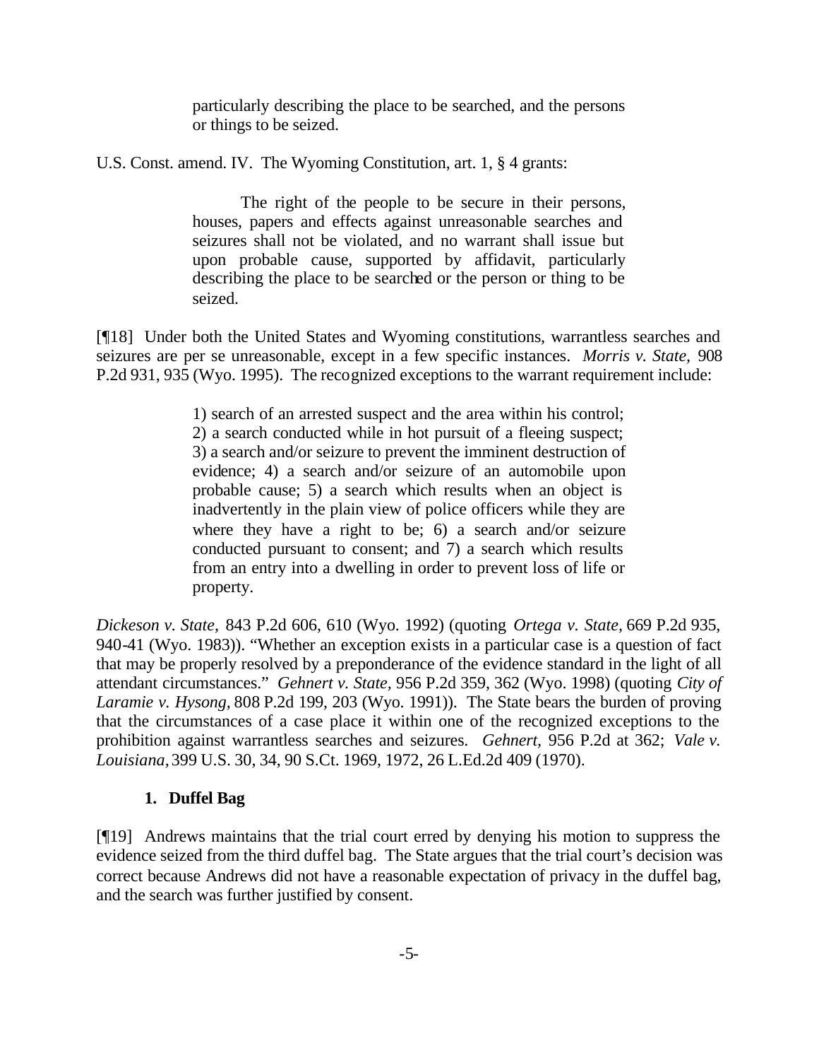> particularly describing the place to be searched, and the persons or things to be seized.

U.S. Const. amend. IV. The Wyoming Constitution, art. 1, § 4 grants:

> The right of the people to be secure in their persons, houses, papers and effects against unreasonable searches and seizures shall not be violated, and no warrant shall issue but upon probable cause, supported by affidavit, particularly describing the place to be searched or the person or thing to be seized.

[¶18] Under both the United States and Wyoming constitutions, warrantless searches and seizures are per se unreasonable, except in a few specific instances. *Morris v. State,* 908 P.2d 931, 935 (Wyo. 1995). The recognized exceptions to the warrant requirement include:

> 1) search of an arrested suspect and the area within his control; 2) a search conducted while in hot pursuit of a fleeing suspect; 3) a search and/or seizure to prevent the imminent destruction of evidence; 4) a search and/or seizure of an automobile upon probable cause; 5) a search which results when an object is inadvertently in the plain view of police officers while they are where they have a right to be; 6) a search and/or seizure conducted pursuant to consent; and 7) a search which results from an entry into a dwelling in order to prevent loss of life or property.

*Dickeson v. State,* 843 P.2d 606, 610 (Wyo. 1992) (quoting *Ortega v. State,* 669 P.2d 935, 940-41 (Wyo. 1983)). "Whether an exception exists in a particular case is a question of fact that may be properly resolved by a preponderance of the evidence standard in the light of all attendant circumstances." *Gehnert v. State,* 956 P.2d 359, 362 (Wyo. 1998) (quoting *City of Laramie v. Hysong,* 808 P.2d 199, 203 (Wyo. 1991)). The State bears the burden of proving that the circumstances of a case place it within one of the recognized exceptions to the prohibition against warrantless searches and seizures. *Gehnert,* 956 P.2d at 362; *Vale v. Louisiana,* 399 U.S. 30, 34, 90 S.Ct. 1969, 1972, 26 L.Ed.2d 409 (1970).

### 1. Duffel Bag

[¶19] Andrews maintains that the trial court erred by denying his motion to suppress the evidence seized from the third duffel bag. The State argues that the trial court's decision was correct because Andrews did not have a reasonable expectation of privacy in the duffel bag, and the search was further justified by consent.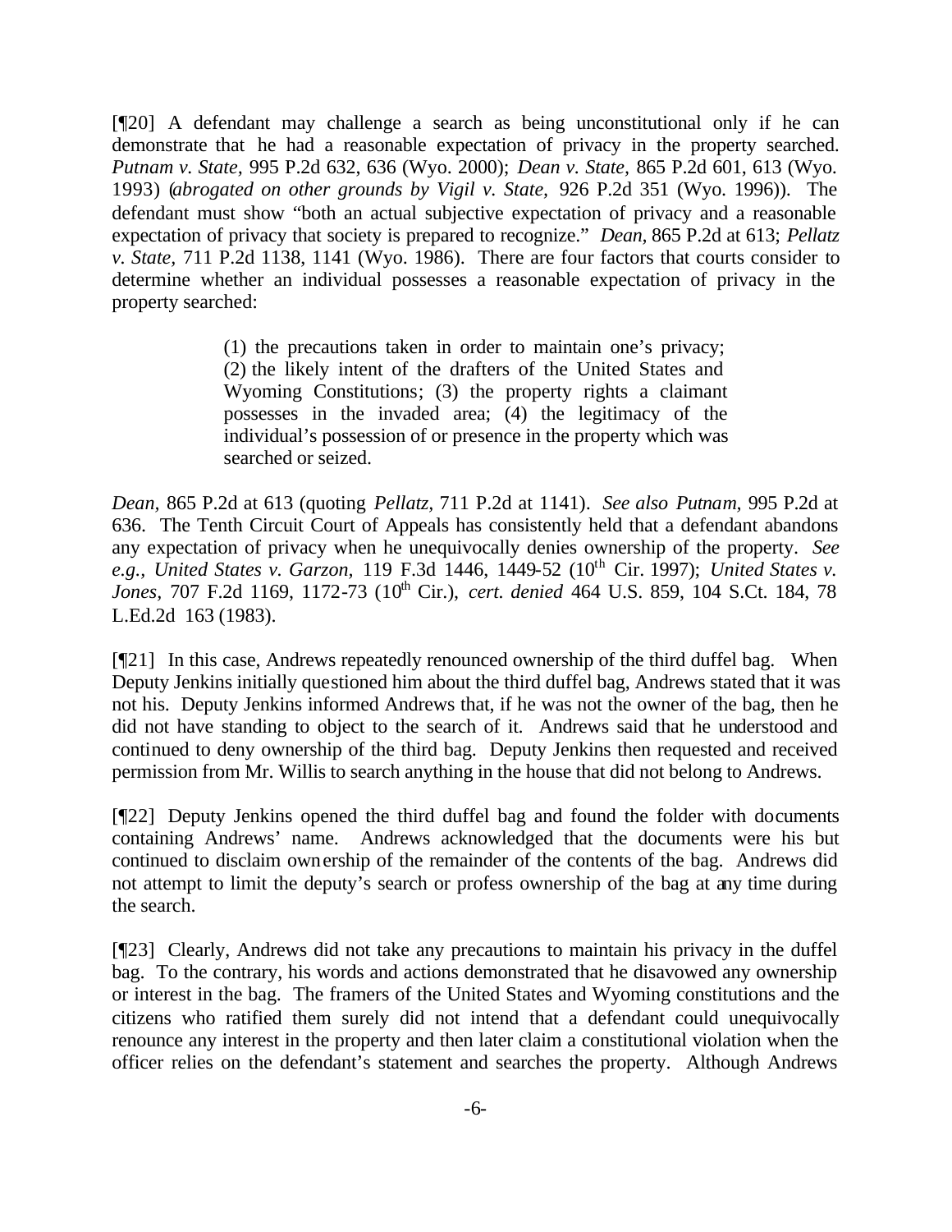[¶20] A defendant may challenge a search as being unconstitutional only if he can demonstrate that he had a reasonable expectation of privacy in the property searched. *Putnam v. State*, 995 P.2d 632, 636 (Wyo. 2000); *Dean v. State*, 865 P.2d 601, 613 (Wyo. 1993) (*abrogated on other grounds by Vigil v. State*, 926 P.2d 351 (Wyo. 1996)). The defendant must show "both an actual subjective expectation of privacy and a reasonable expectation of privacy that society is prepared to recognize." *Dean*, 865 P.2d at 613; *Pellatz v. State*, 711 P.2d 1138, 1141 (Wyo. 1986). There are four factors that courts consider to determine whether an individual possesses a reasonable expectation of privacy in the property searched:

> (1) the precautions taken in order to maintain one's privacy; (2) the likely intent of the drafters of the United States and Wyoming Constitutions; (3) the property rights a claimant possesses in the invaded area; (4) the legitimacy of the individual's possession of or presence in the property which was searched or seized.

*Dean*, 865 P.2d at 613 (quoting *Pellatz*, 711 P.2d at 1141). *See also Putnam*, 995 P.2d at 636. The Tenth Circuit Court of Appeals has consistently held that a defendant abandons any expectation of privacy when he unequivocally denies ownership of the property. *See e.g., United States v. Garzon*, 119 F.3d 1446, 1449-52 (10th Cir. 1997); *United States v. Jones*, 707 F.2d 1169, 1172-73 (10th Cir.), *cert. denied* 464 U.S. 859, 104 S.Ct. 184, 78 L.Ed.2d 163 (1983).

[¶21] In this case, Andrews repeatedly renounced ownership of the third duffel bag. When Deputy Jenkins initially questioned him about the third duffel bag, Andrews stated that it was not his. Deputy Jenkins informed Andrews that, if he was not the owner of the bag, then he did not have standing to object to the search of it. Andrews said that he understood and continued to deny ownership of the third bag. Deputy Jenkins then requested and received permission from Mr. Willis to search anything in the house that did not belong to Andrews.

[¶22] Deputy Jenkins opened the third duffel bag and found the folder with documents containing Andrews' name. Andrews acknowledged that the documents were his but continued to disclaim ownership of the remainder of the contents of the bag. Andrews did not attempt to limit the deputy's search or profess ownership of the bag at any time during the search.

[¶23] Clearly, Andrews did not take any precautions to maintain his privacy in the duffel bag. To the contrary, his words and actions demonstrated that he disavowed any ownership or interest in the bag. The framers of the United States and Wyoming constitutions and the citizens who ratified them surely did not intend that a defendant could unequivocally renounce any interest in the property and then later claim a constitutional violation when the officer relies on the defendant's statement and searches the property. Although Andrews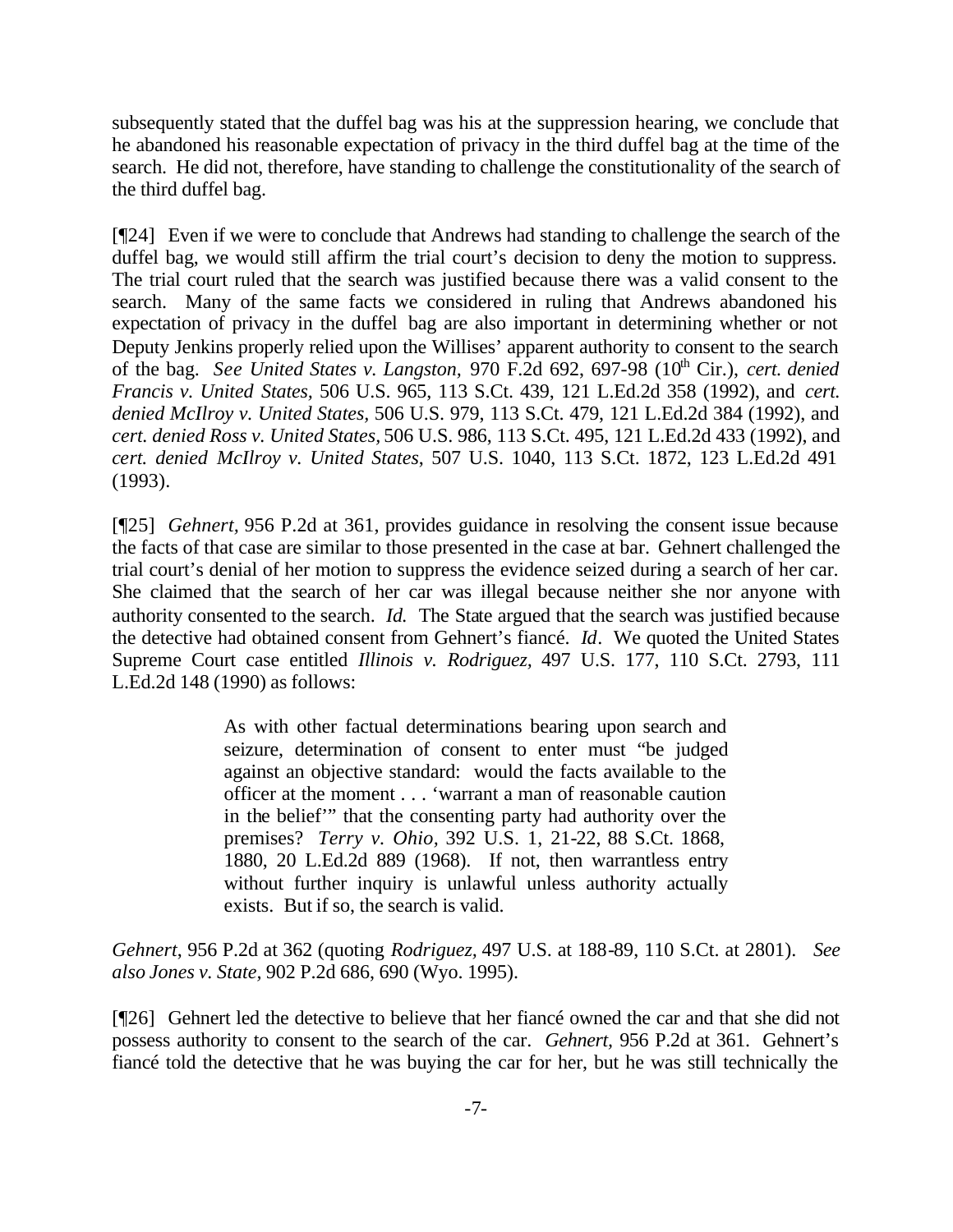subsequently stated that the duffel bag was his at the suppression hearing, we conclude that he abandoned his reasonable expectation of privacy in the third duffel bag at the time of the search. He did not, therefore, have standing to challenge the constitutionality of the search of the third duffel bag.

[¶24] Even if we were to conclude that Andrews had standing to challenge the search of the duffel bag, we would still affirm the trial court's decision to deny the motion to suppress. The trial court ruled that the search was justified because there was a valid consent to the search. Many of the same facts we considered in ruling that Andrews abandoned his expectation of privacy in the duffel bag are also important in determining whether or not Deputy Jenkins properly relied upon the Willises' apparent authority to consent to the search of the bag. *See United States v. Langston,* 970 F.2d 692, 697-98 (10th Cir.), *cert. denied Francis v. United States,* 506 U.S. 965, 113 S.Ct. 439, 121 L.Ed.2d 358 (1992), and *cert. denied McIlroy v. United States,* 506 U.S. 979, 113 S.Ct. 479, 121 L.Ed.2d 384 (1992), and *cert. denied Ross v. United States,* 506 U.S. 986, 113 S.Ct. 495, 121 L.Ed.2d 433 (1992), and *cert. denied McIlroy v. United States*, 507 U.S. 1040, 113 S.Ct. 1872, 123 L.Ed.2d 491 (1993).

[¶25] *Gehnert,* 956 P.2d at 361, provides guidance in resolving the consent issue because the facts of that case are similar to those presented in the case at bar. Gehnert challenged the trial court's denial of her motion to suppress the evidence seized during a search of her car. She claimed that the search of her car was illegal because neither she nor anyone with authority consented to the search. *Id.* The State argued that the search was justified because the detective had obtained consent from Gehnert's fiancé. *Id*. We quoted the United States Supreme Court case entitled *Illinois v. Rodriguez,* 497 U.S. 177, 110 S.Ct. 2793, 111 L.Ed.2d 148 (1990) as follows:

> As with other factual determinations bearing upon search and seizure, determination of consent to enter must "be judged against an objective standard: would the facts available to the officer at the moment . . . 'warrant a man of reasonable caution in the belief'" that the consenting party had authority over the premises? *Terry v. Ohio,* 392 U.S. 1, 21-22, 88 S.Ct. 1868, 1880, 20 L.Ed.2d 889 (1968). If not, then warrantless entry without further inquiry is unlawful unless authority actually exists. But if so, the search is valid.

*Gehnert*, 956 P.2d at 362 (quoting *Rodriguez,* 497 U.S. at 188-89, 110 S.Ct. at 2801). *See also Jones v. State,* 902 P.2d 686, 690 (Wyo. 1995).

[¶26] Gehnert led the detective to believe that her fiancé owned the car and that she did not possess authority to consent to the search of the car. *Gehnert*, 956 P.2d at 361. Gehnert's fiancé told the detective that he was buying the car for her, but he was still technically the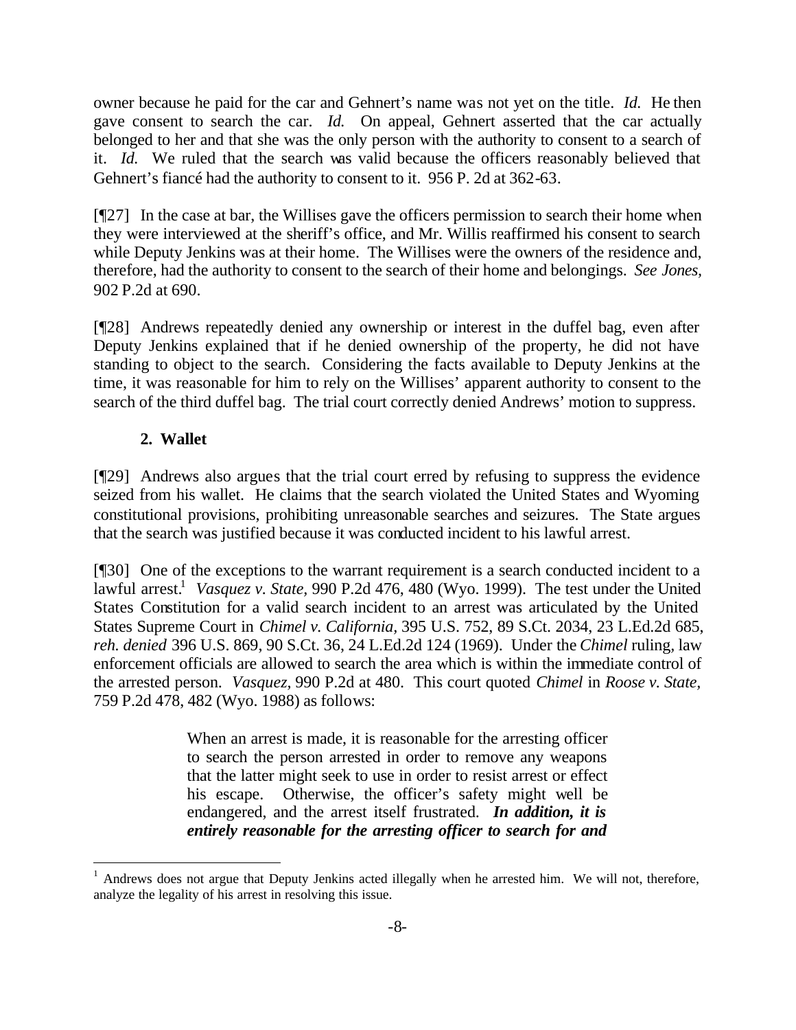owner because he paid for the car and Gehnert's name was not yet on the title. *Id.* He then gave consent to search the car. *Id.* On appeal, Gehnert asserted that the car actually belonged to her and that she was the only person with the authority to consent to a search of it. *Id.* We ruled that the search was valid because the officers reasonably believed that Gehnert's fiancé had the authority to consent to it. 956 P. 2d at 362-63.

[¶27] In the case at bar, the Willises gave the officers permission to search their home when they were interviewed at the sheriff's office, and Mr. Willis reaffirmed his consent to search while Deputy Jenkins was at their home. The Willises were the owners of the residence and, therefore, had the authority to consent to the search of their home and belongings. *See Jones,* 902 P.2d at 690.

[¶28] Andrews repeatedly denied any ownership or interest in the duffel bag, even after Deputy Jenkins explained that if he denied ownership of the property, he did not have standing to object to the search. Considering the facts available to Deputy Jenkins at the time, it was reasonable for him to rely on the Willises' apparent authority to consent to the search of the third duffel bag. The trial court correctly denied Andrews' motion to suppress.

**2. Wallet**

[¶29] Andrews also argues that the trial court erred by refusing to suppress the evidence seized from his wallet. He claims that the search violated the United States and Wyoming constitutional provisions, prohibiting unreasonable searches and seizures. The State argues that the search was justified because it was conducted incident to his lawful arrest.

[¶30] One of the exceptions to the warrant requirement is a search conducted incident to a lawful arrest.[1] *Vasquez v. State,* 990 P.2d 476, 480 (Wyo. 1999). The test under the United States Constitution for a valid search incident to an arrest was articulated by the United States Supreme Court in *Chimel v. California,* 395 U.S. 752, 89 S.Ct. 2034, 23 L.Ed.2d 685, *reh. denied* 396 U.S. 869, 90 S.Ct. 36, 24 L.Ed.2d 124 (1969). Under the *Chimel* ruling, law enforcement officials are allowed to search the area which is within the immediate control of the arrested person. *Vasquez,* 990 P.2d at 480. This court quoted *Chimel* in *Roose v. State,* 759 P.2d 478, 482 (Wyo. 1988) as follows:

> When an arrest is made, it is reasonable for the arresting officer to search the person arrested in order to remove any weapons that the latter might seek to use in order to resist arrest or effect his escape. Otherwise, the officer's safety might well be endangered, and the arrest itself frustrated. ***In addition, it is entirely reasonable for the arresting officer to search for and***

[1] Andrews does not argue that Deputy Jenkins acted illegally when he arrested him. We will not, therefore, analyze the legality of his arrest in resolving this issue.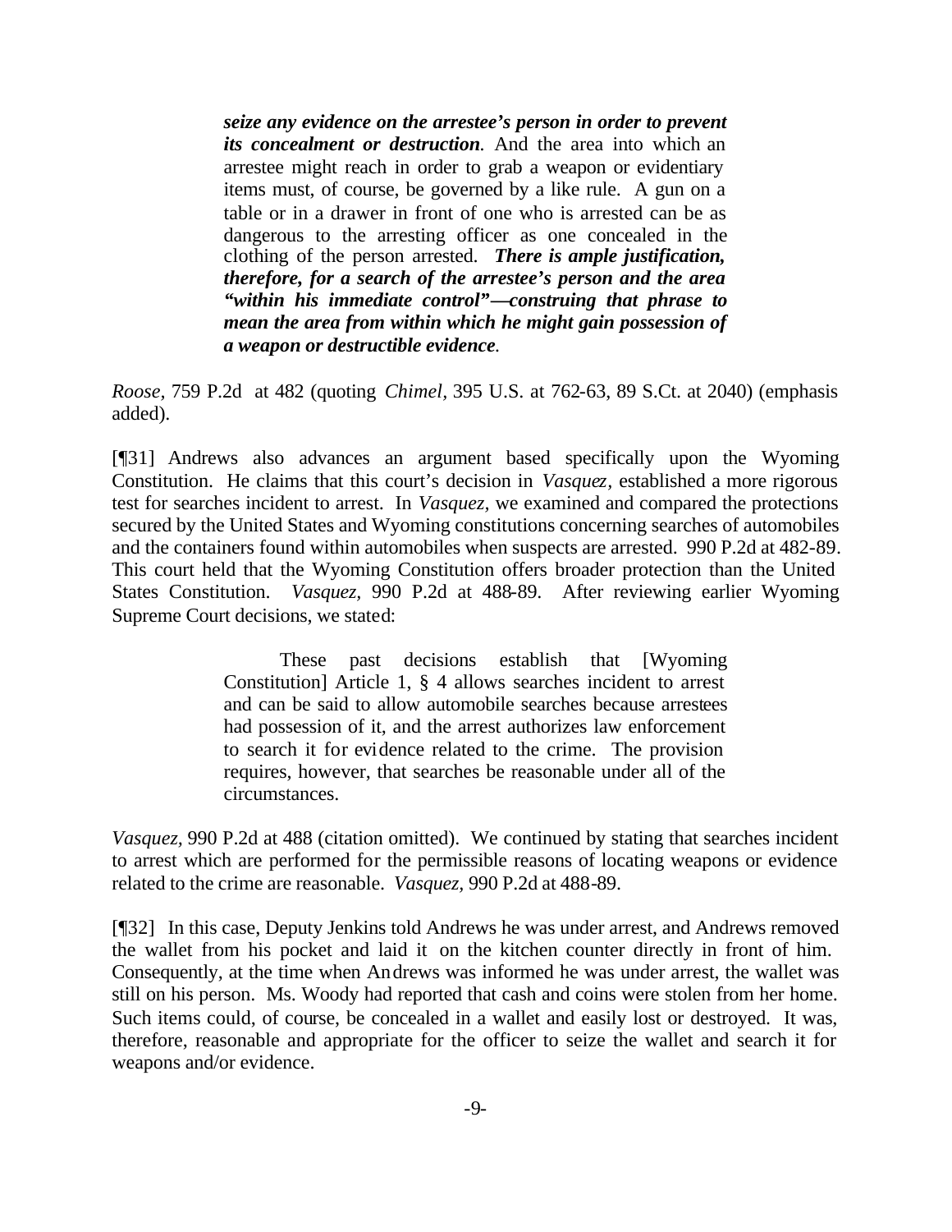> ***seize any evidence on the arrestee's person in order to prevent its concealment or destruction.*** And the area into which an arrestee might reach in order to grab a weapon or evidentiary items must, of course, be governed by a like rule. A gun on a table or in a drawer in front of one who is arrested can be as dangerous to the arresting officer as one concealed in the clothing of the person arrested. ***There is ample justification, therefore, for a search of the arrestee's person and the area "within his immediate control"—construing that phrase to mean the area from within which he might gain possession of a weapon or destructible evidence.***

*Roose,* 759 P.2d at 482 (quoting *Chimel*, 395 U.S. at 762-63, 89 S.Ct. at 2040) (emphasis added).

[¶31] Andrews also advances an argument based specifically upon the Wyoming Constitution. He claims that this court's decision in *Vasquez,* established a more rigorous test for searches incident to arrest. In *Vasquez,* we examined and compared the protections secured by the United States and Wyoming constitutions concerning searches of automobiles and the containers found within automobiles when suspects are arrested. 990 P.2d at 482-89. This court held that the Wyoming Constitution offers broader protection than the United States Constitution. *Vasquez,* 990 P.2d at 488-89. After reviewing earlier Wyoming Supreme Court decisions, we stated:

> These past decisions establish that [Wyoming Constitution] Article 1, § 4 allows searches incident to arrest and can be said to allow automobile searches because arrestees had possession of it, and the arrest authorizes law enforcement to search it for evidence related to the crime. The provision requires, however, that searches be reasonable under all of the circumstances.

*Vasquez,* 990 P.2d at 488 (citation omitted). We continued by stating that searches incident to arrest which are performed for the permissible reasons of locating weapons or evidence related to the crime are reasonable. *Vasquez,* 990 P.2d at 488-89.

[¶32] In this case, Deputy Jenkins told Andrews he was under arrest, and Andrews removed the wallet from his pocket and laid it on the kitchen counter directly in front of him. Consequently, at the time when Andrews was informed he was under arrest, the wallet was still on his person. Ms. Woody had reported that cash and coins were stolen from her home. Such items could, of course, be concealed in a wallet and easily lost or destroyed. It was, therefore, reasonable and appropriate for the officer to seize the wallet and search it for weapons and/or evidence.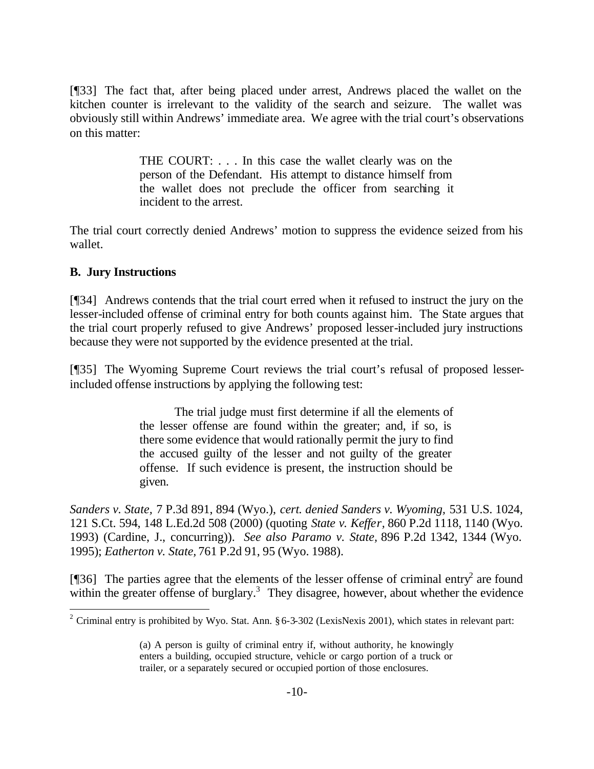[¶33] The fact that, after being placed under arrest, Andrews placed the wallet on the kitchen counter is irrelevant to the validity of the search and seizure. The wallet was obviously still within Andrews' immediate area. We agree with the trial court's observations on this matter:

> THE COURT: . . . In this case the wallet clearly was on the person of the Defendant. His attempt to distance himself from the wallet does not preclude the officer from searching it incident to the arrest.

The trial court correctly denied Andrews' motion to suppress the evidence seized from his wallet.

**B. Jury Instructions**

[¶34] Andrews contends that the trial court erred when it refused to instruct the jury on the lesser-included offense of criminal entry for both counts against him. The State argues that the trial court properly refused to give Andrews' proposed lesser-included jury instructions because they were not supported by the evidence presented at the trial.

[¶35] The Wyoming Supreme Court reviews the trial court's refusal of proposed lesser-included offense instructions by applying the following test:

> The trial judge must first determine if all the elements of the lesser offense are found within the greater; and, if so, is there some evidence that would rationally permit the jury to find the accused guilty of the lesser and not guilty of the greater offense. If such evidence is present, the instruction should be given.

*Sanders v. State,* 7 P.3d 891, 894 (Wyo.), *cert. denied Sanders v. Wyoming,* 531 U.S. 1024, 121 S.Ct. 594, 148 L.Ed.2d 508 (2000) (quoting *State v. Keffer,* 860 P.2d 1118, 1140 (Wyo. 1993) (Cardine, J., concurring)). *See also Paramo v. State,* 896 P.2d 1342, 1344 (Wyo. 1995); *Eatherton v. State,* 761 P.2d 91, 95 (Wyo. 1988).

[¶36] The parties agree that the elements of the lesser offense of criminal entry[2] are found within the greater offense of burglary.[3] They disagree, however, about whether the evidence

---

[2] Criminal entry is prohibited by Wyo. Stat. Ann. § 6-3-302 (LexisNexis 2001), which states in relevant part:

> (a) A person is guilty of criminal entry if, without authority, he knowingly enters a building, occupied structure, vehicle or cargo portion of a truck or trailer, or a separately secured or occupied portion of those enclosures.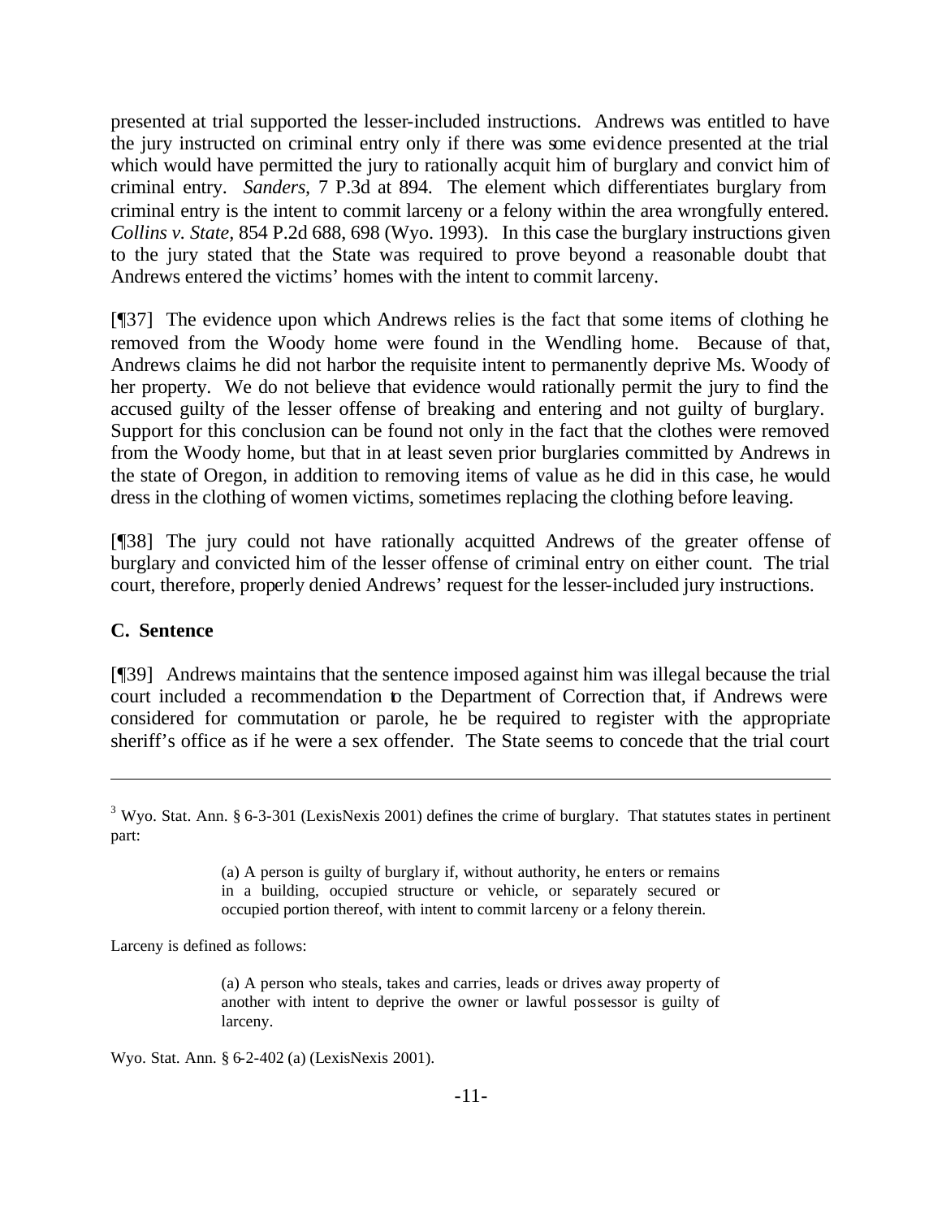presented at trial supported the lesser-included instructions. Andrews was entitled to have the jury instructed on criminal entry only if there was some evidence presented at the trial which would have permitted the jury to rationally acquit him of burglary and convict him of criminal entry. *Sanders*, 7 P.3d at 894. The element which differentiates burglary from criminal entry is the intent to commit larceny or a felony within the area wrongfully entered. *Collins v. State*, 854 P.2d 688, 698 (Wyo. 1993). In this case the burglary instructions given to the jury stated that the State was required to prove beyond a reasonable doubt that Andrews entered the victims' homes with the intent to commit larceny.

[¶37] The evidence upon which Andrews relies is the fact that some items of clothing he removed from the Woody home were found in the Wendling home. Because of that, Andrews claims he did not harbor the requisite intent to permanently deprive Ms. Woody of her property. We do not believe that evidence would rationally permit the jury to find the accused guilty of the lesser offense of breaking and entering and not guilty of burglary. Support for this conclusion can be found not only in the fact that the clothes were removed from the Woody home, but that in at least seven prior burglaries committed by Andrews in the state of Oregon, in addition to removing items of value as he did in this case, he would dress in the clothing of women victims, sometimes replacing the clothing before leaving.

[¶38] The jury could not have rationally acquitted Andrews of the greater offense of burglary and convicted him of the lesser offense of criminal entry on either count. The trial court, therefore, properly denied Andrews' request for the lesser-included jury instructions.

### C. Sentence

[¶39] Andrews maintains that the sentence imposed against him was illegal because the trial court included a recommendation to the Department of Correction that, if Andrews were considered for commutation or parole, he be required to register with the appropriate sheriff's office as if he were a sex offender. The State seems to concede that the trial court

---

[3] Wyo. Stat. Ann. § 6-3-301 (LexisNexis 2001) defines the crime of burglary. That statutes states in pertinent part:

> (a) A person is guilty of burglary if, without authority, he enters or remains in a building, occupied structure or vehicle, or separately secured or occupied portion thereof, with intent to commit larceny or a felony therein.

Larceny is defined as follows:

> (a) A person who steals, takes and carries, leads or drives away property of another with intent to deprive the owner or lawful possessor is guilty of larceny.

Wyo. Stat. Ann. § 6-2-402 (a) (LexisNexis 2001).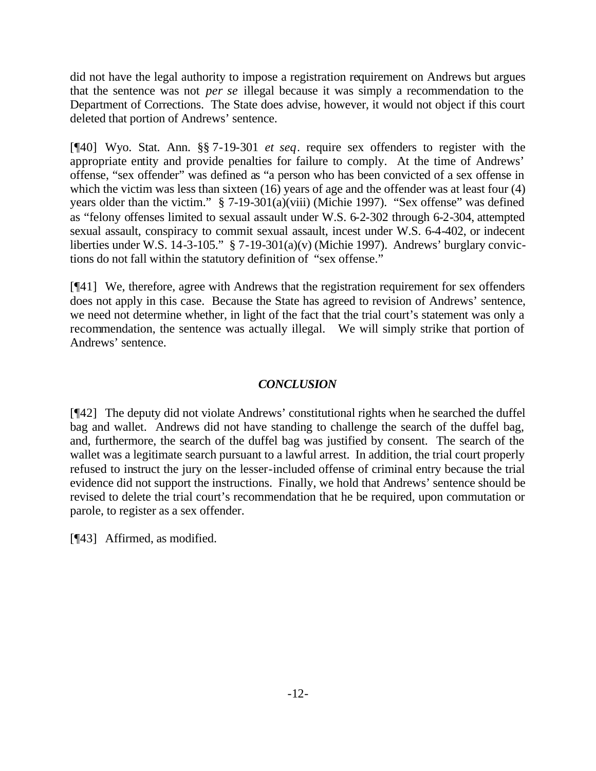did not have the legal authority to impose a registration requirement on Andrews but argues that the sentence was not *per se* illegal because it was simply a recommendation to the Department of Corrections. The State does advise, however, it would not object if this court deleted that portion of Andrews' sentence.

[¶40] Wyo. Stat. Ann. §§ 7-19-301 *et seq*. require sex offenders to register with the appropriate entity and provide penalties for failure to comply. At the time of Andrews' offense, "sex offender" was defined as "a person who has been convicted of a sex offense in which the victim was less than sixteen (16) years of age and the offender was at least four (4) years older than the victim." § 7-19-301(a)(viii) (Michie 1997). "Sex offense" was defined as "felony offenses limited to sexual assault under W.S. 6-2-302 through 6-2-304, attempted sexual assault, conspiracy to commit sexual assault, incest under W.S. 6-4-402, or indecent liberties under W.S. 14-3-105." § 7-19-301(a)(v) (Michie 1997). Andrews' burglary convictions do not fall within the statutory definition of "sex offense."

[¶41] We, therefore, agree with Andrews that the registration requirement for sex offenders does not apply in this case. Because the State has agreed to revision of Andrews' sentence, we need not determine whether, in light of the fact that the trial court's statement was only a recommendation, the sentence was actually illegal. We will simply strike that portion of Andrews' sentence.

### *CONCLUSION*

[¶42] The deputy did not violate Andrews' constitutional rights when he searched the duffel bag and wallet. Andrews did not have standing to challenge the search of the duffel bag, and, furthermore, the search of the duffel bag was justified by consent. The search of the wallet was a legitimate search pursuant to a lawful arrest. In addition, the trial court properly refused to instruct the jury on the lesser-included offense of criminal entry because the trial evidence did not support the instructions. Finally, we hold that Andrews' sentence should be revised to delete the trial court's recommendation that he be required, upon commutation or parole, to register as a sex offender.

[¶43] Affirmed, as modified.